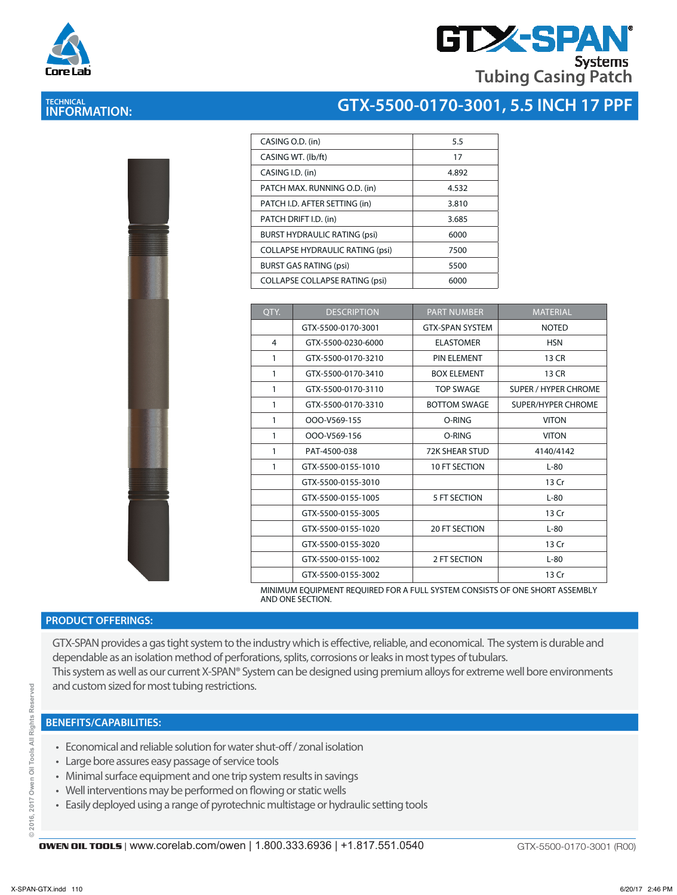Core Lab

# GTX-SPAN® Systems Tubing Casing Patch

## TECHNICAL INFORMATION: GTX-5500-0170-3001, 5.5 INCH 17 PPF

| | |
|---|---|
| CASING O.D. (in) | 5.5 |
| CASING WT. (lb/ft) | 17 |
| CASING I.D. (in) | 4.892 |
| PATCH MAX. RUNNING O.D. (in) | 4.532 |
| PATCH I.D. AFTER SETTING (in) | 3.810 |
| PATCH DRIFT I.D. (in) | 3.685 |
| BURST HYDRAULIC RATING (psi) | 6000 |
| COLLAPSE HYDRAULIC RATING (psi) | 7500 |
| BURST GAS RATING (psi) | 5500 |
| COLLAPSE COLLAPSE RATING (psi) | 6000 |

| QTY. | DESCRIPTION | PART NUMBER | MATERIAL |
|---|---|---|---|
| | GTX-5500-0170-3001 | GTX-SPAN SYSTEM | NOTED |
| 4 | GTX-5500-0230-6000 | ELASTOMER | HSN |
| 1 | GTX-5500-0170-3210 | PIN ELEMENT | 13 CR |
| 1 | GTX-5500-0170-3410 | BOX ELEMENT | 13 CR |
| 1 | GTX-5500-0170-3110 | TOP SWAGE | SUPER / HYPER CHROME |
| 1 | GTX-5500-0170-3310 | BOTTOM SWAGE | SUPER/HYPER CHROME |
| 1 | OOO-V569-155 | O-RING | VITON |
| 1 | OOO-V569-156 | O-RING | VITON |
| 1 | PAT-4500-038 | 72K SHEAR STUD | 4140/4142 |
| 1 | GTX-5500-0155-1010 | 10 FT SECTION | L-80 |
| | GTX-5500-0155-3010 | | 13 Cr |
| | GTX-5500-0155-1005 | 5 FT SECTION | L-80 |
| | GTX-5500-0155-3005 | | 13 Cr |
| | GTX-5500-0155-1020 | 20 FT SECTION | L-80 |
| | GTX-5500-0155-3020 | | 13 Cr |
| | GTX-5500-0155-1002 | 2 FT SECTION | L-80 |
| | GTX-5500-0155-3002 | | 13 Cr |

MINIMUM EQUIPMENT REQUIRED FOR A FULL SYSTEM CONSISTS OF ONE SHORT ASSEMBLY AND ONE SECTION.

## PRODUCT OFFERINGS:

GTX-SPAN provides a gas tight system to the industry which is effective, reliable, and economical. The system is durable and dependable as an isolation method of perforations, splits, corrosions or leaks in most types of tubulars.
This system as well as our current X-SPAN® System can be designed using premium alloys for extreme well bore environments and custom sized for most tubing restrictions.

## BENEFITS/CAPABILITIES:

- Economical and reliable solution for water shut-off / zonal isolation
- Large bore assures easy passage of service tools
- Minimal surface equipment and one trip system results in savings
- Well interventions may be performed on flowing or static wells
- Easily deployed using a range of pyrotechnic multistage or hydraulic setting tools

© 2016, 2017 Owen Oil Tools All Rights Reserved

OWEN OIL TOOLS | www.corelab.com/owen | 1.800.333.6936 | +1.817.551.0540    GTX-5500-0170-3001 (R00)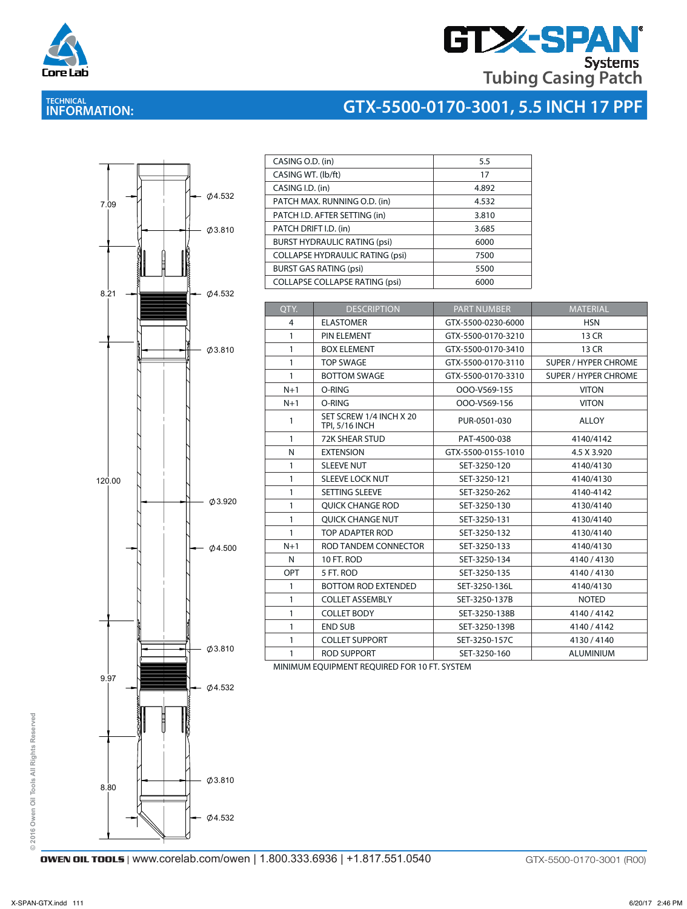# GTX-SPAN Systems Tubing Casing Patch

## TECHNICAL INFORMATION: GTX-5500-0170-3001, 5.5 INCH 17 PPF

7.09

Ø4.532

Ø3.810

8.21

Ø4.532

Ø3.810

120.00

Ø3.920

Ø4.500

Ø3.810

9.97

Ø4.532

8.80

Ø3.810

Ø4.532

| | |
|---|---|
| CASING O.D. (in) | 5.5 |
| CASING WT. (lb/ft) | 17 |
| CASING I.D. (in) | 4.892 |
| PATCH MAX. RUNNING O.D. (in) | 4.532 |
| PATCH I.D. AFTER SETTING (in) | 3.810 |
| PATCH DRIFT I.D. (in) | 3.685 |
| BURST HYDRAULIC RATING (psi) | 6000 |
| COLLAPSE HYDRAULIC RATING (psi) | 7500 |
| BURST GAS RATING (psi) | 5500 |
| COLLAPSE COLLAPSE RATING (psi) | 6000 |

| QTY. | DESCRIPTION | PART NUMBER | MATERIAL |
|---|---|---|---|
| 4 | ELASTOMER | GTX-5500-0230-6000 | HSN |
| 1 | PIN ELEMENT | GTX-5500-0170-3210 | 13 CR |
| 1 | BOX ELEMENT | GTX-5500-0170-3410 | 13 CR |
| 1 | TOP SWAGE | GTX-5500-0170-3110 | SUPER / HYPER CHROME |
| 1 | BOTTOM SWAGE | GTX-5500-0170-3310 | SUPER / HYPER CHROME |
| N+1 | O-RING | OOO-V569-155 | VITON |
| N+1 | O-RING | OOO-V569-156 | VITON |
| 1 | SET SCREW 1/4 INCH X 20 TPI, 5/16 INCH | PUR-0501-030 | ALLOY |
| 1 | 72K SHEAR STUD | PAT-4500-038 | 4140/4142 |
| N | EXTENSION | GTX-5500-0155-1010 | 4.5 X 3.920 |
| 1 | SLEEVE NUT | SET-3250-120 | 4140/4130 |
| 1 | SLEEVE LOCK NUT | SET-3250-121 | 4140/4130 |
| 1 | SETTING SLEEVE | SET-3250-262 | 4140-4142 |
| 1 | QUICK CHANGE ROD | SET-3250-130 | 4130/4140 |
| 1 | QUICK CHANGE NUT | SET-3250-131 | 4130/4140 |
| 1 | TOP ADAPTER ROD | SET-3250-132 | 4130/4140 |
| N+1 | ROD TANDEM CONNECTOR | SET-3250-133 | 4140/4130 |
| N | 10 FT. ROD | SET-3250-134 | 4140 / 4130 |
| OPT | 5 FT. ROD | SET-3250-135 | 4140 / 4130 |
| 1 | BOTTOM ROD EXTENDED | SET-3250-136L | 4140/4130 |
| 1 | COLLET ASSEMBLY | SET-3250-137B | NOTED |
| 1 | COLLET BODY | SET-3250-138B | 4140 / 4142 |
| 1 | END SUB | SET-3250-139B | 4140 / 4142 |
| 1 | COLLET SUPPORT | SET-3250-157C | 4130 / 4140 |
| 1 | ROD SUPPORT | SET-3250-160 | ALUMINIUM |

MINIMUM EQUIPMENT REQUIRED FOR 10 FT. SYSTEM

© 2016 Owen Oil Tools All Rights Reserved

**OWEN OIL TOOLS** | www.corelab.com/owen | 1.800.333.6936 | +1.817.551.0540

GTX-5500-0170-3001 (R00)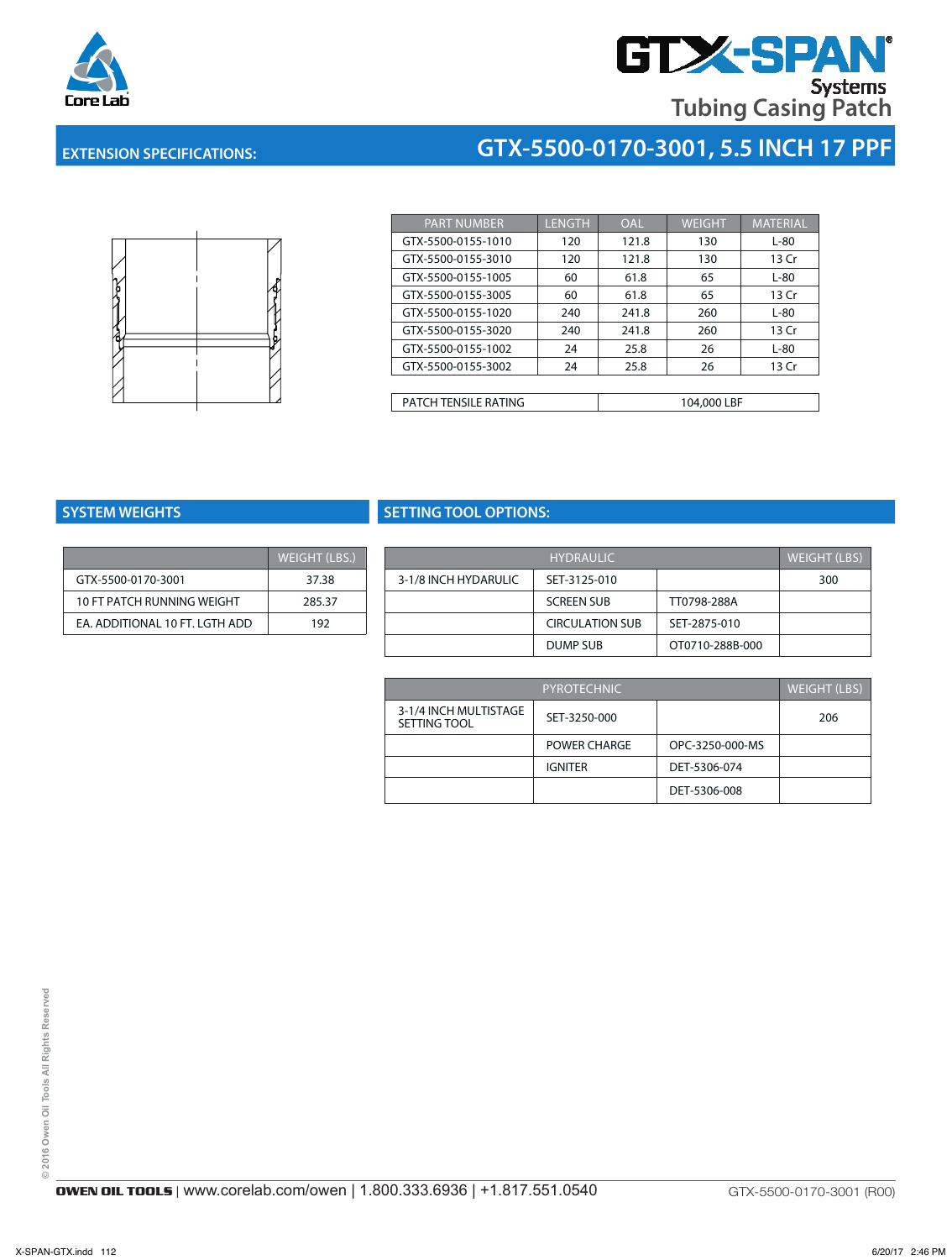GTX-SPAN® Systems
Tubing Casing Patch

## EXTENSION SPECIFICATIONS: GTX-5500-0170-3001, 5.5 INCH 17 PPF

| PART NUMBER | LENGTH | OAL | WEIGHT | MATERIAL |
|---|---|---|---|---|
| GTX-5500-0155-1010 | 120 | 121.8 | 130 | L-80 |
| GTX-5500-0155-3010 | 120 | 121.8 | 130 | 13 Cr |
| GTX-5500-0155-1005 | 60 | 61.8 | 65 | L-80 |
| GTX-5500-0155-3005 | 60 | 61.8 | 65 | 13 Cr |
| GTX-5500-0155-1020 | 240 | 241.8 | 260 | L-80 |
| GTX-5500-0155-3020 | 240 | 241.8 | 260 | 13 Cr |
| GTX-5500-0155-1002 | 24 | 25.8 | 26 | L-80 |
| GTX-5500-0155-3002 | 24 | 25.8 | 26 | 13 Cr |

| | |
|---|---|
| PATCH TENSILE RATING | 104,000 LBF |

## SYSTEM WEIGHTS

| | WEIGHT (LBS.) |
|---|---|
| GTX-5500-0170-3001 | 37.38 |
| 10 FT PATCH RUNNING WEIGHT | 285.37 |
| EA. ADDITIONAL 10 FT. LGTH ADD | 192 |

## SETTING TOOL OPTIONS:

| HYDRAULIC | | | WEIGHT (LBS) |
|---|---|---|---|
| 3-1/8 INCH HYDARULIC | SET-3125-010 | | 300 |
| | SCREEN SUB | TT0798-288A | |
| | CIRCULATION SUB | SET-2875-010 | |
| | DUMP SUB | OT0710-288B-000 | |

| PYROTECHNIC | | | WEIGHT (LBS) |
|---|---|---|---|
| 3-1/4 INCH MULTISTAGE SETTING TOOL | SET-3250-000 | | 206 |
| | POWER CHARGE | OPC-3250-000-MS | |
| | IGNITER | DET-5306-074 | |
| | | DET-5306-008 | |

© 2016 Owen Oil Tools All Rights Reserved

**OWEN OIL TOOLS** | www.corelab.com/owen | 1.800.333.6936 | +1.817.551.0540

GTX-5500-0170-3001 (R00)